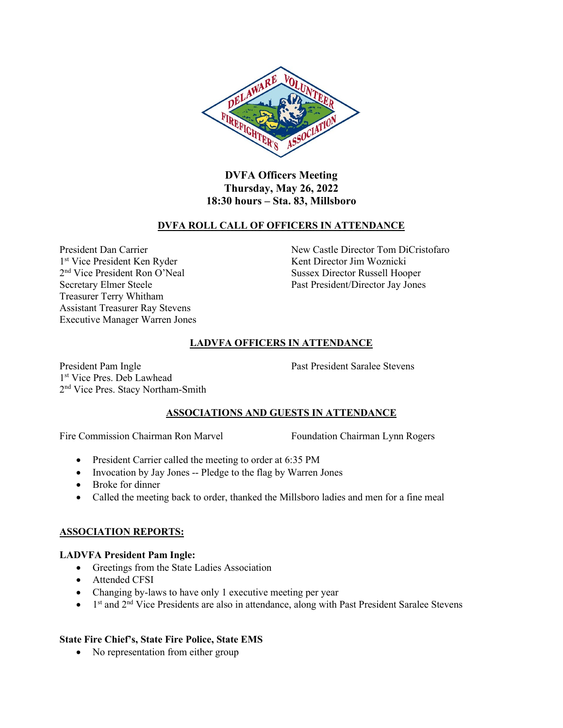**DVFA Officers Meeting**
**Thursday, May 26, 2022**
**18:30 hours – Sta. 83, Millsboro**

## DVFA ROLL CALL OF OFFICERS IN ATTENDANCE

President Dan Carrier
1st Vice President Ken Ryder
2nd Vice President Ron O'Neal
Secretary Elmer Steele
Treasurer Terry Whitham
Assistant Treasurer Ray Stevens
Executive Manager Warren Jones

New Castle Director Tom DiCristofaro
Kent Director Jim Woznicki
Sussex Director Russell Hooper
Past President/Director Jay Jones

## LADVFA OFFICERS IN ATTENDANCE

President Pam Ingle
1st Vice Pres. Deb Lawhead
2nd Vice Pres. Stacy Northam-Smith

Past President Saralee Stevens

## ASSOCIATIONS AND GUESTS IN ATTENDANCE

Fire Commission Chairman Ron Marvel

Foundation Chairman Lynn Rogers

- President Carrier called the meeting to order at 6:35 PM
- Invocation by Jay Jones -- Pledge to the flag by Warren Jones
- Broke for dinner
- Called the meeting back to order, thanked the Millsboro ladies and men for a fine meal

## ASSOCIATION REPORTS:

### LADVFA President Pam Ingle:

- Greetings from the State Ladies Association
- Attended CFSI
- Changing by-laws to have only 1 executive meeting per year
- 1st and 2nd Vice Presidents are also in attendance, along with Past President Saralee Stevens

### State Fire Chief's, State Fire Police, State EMS

- No representation from either group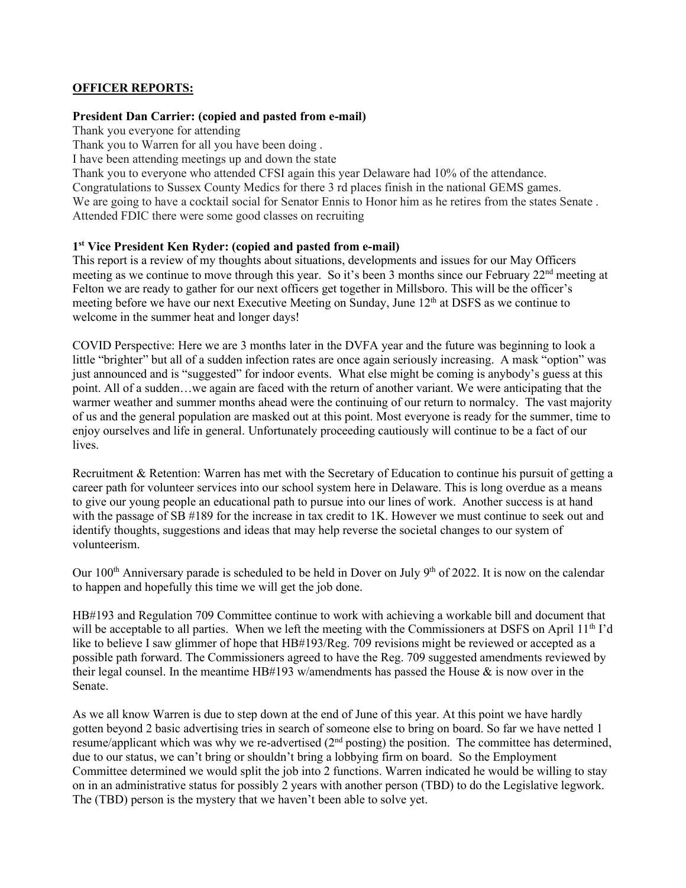## OFFICER REPORTS:

**President Dan Carrier: (copied and pasted from e-mail)**

Thank you everyone for attending
Thank you to Warren for all you have been doing .
I have been attending meetings up and down the state
Thank you to everyone who attended CFSI again this year Delaware had 10% of the attendance.
Congratulations to Sussex County Medics for there 3 rd places finish in the national GEMS games.
We are going to have a cocktail social for Senator Ennis to Honor him as he retires from the states Senate .
Attended FDIC there were some good classes on recruiting

**1st Vice President Ken Ryder: (copied and pasted from e-mail)**

This report is a review of my thoughts about situations, developments and issues for our May Officers meeting as we continue to move through this year. So it's been 3 months since our February 22nd meeting at Felton we are ready to gather for our next officers get together in Millsboro. This will be the officer's meeting before we have our next Executive Meeting on Sunday, June 12th at DSFS as we continue to welcome in the summer heat and longer days!

COVID Perspective: Here we are 3 months later in the DVFA year and the future was beginning to look a little "brighter" but all of a sudden infection rates are once again seriously increasing. A mask "option" was just announced and is "suggested" for indoor events. What else might be coming is anybody's guess at this point. All of a sudden…we again are faced with the return of another variant. We were anticipating that the warmer weather and summer months ahead were the continuing of our return to normalcy. The vast majority of us and the general population are masked out at this point. Most everyone is ready for the summer, time to enjoy ourselves and life in general. Unfortunately proceeding cautiously will continue to be a fact of our lives.

Recruitment & Retention: Warren has met with the Secretary of Education to continue his pursuit of getting a career path for volunteer services into our school system here in Delaware. This is long overdue as a means to give our young people an educational path to pursue into our lines of work. Another success is at hand with the passage of SB #189 for the increase in tax credit to 1K. However we must continue to seek out and identify thoughts, suggestions and ideas that may help reverse the societal changes to our system of volunteerism.

Our 100th Anniversary parade is scheduled to be held in Dover on July 9th of 2022. It is now on the calendar to happen and hopefully this time we will get the job done.

HB#193 and Regulation 709 Committee continue to work with achieving a workable bill and document that will be acceptable to all parties. When we left the meeting with the Commissioners at DSFS on April 11th I'd like to believe I saw glimmer of hope that HB#193/Reg. 709 revisions might be reviewed or accepted as a possible path forward. The Commissioners agreed to have the Reg. 709 suggested amendments reviewed by their legal counsel. In the meantime HB#193 w/amendments has passed the House & is now over in the Senate.

As we all know Warren is due to step down at the end of June of this year. At this point we have hardly gotten beyond 2 basic advertising tries in search of someone else to bring on board. So far we have netted 1 resume/applicant which was why we re-advertised (2nd posting) the position. The committee has determined, due to our status, we can't bring or shouldn't bring a lobbying firm on board. So the Employment Committee determined we would split the job into 2 functions. Warren indicated he would be willing to stay on in an administrative status for possibly 2 years with another person (TBD) to do the Legislative legwork. The (TBD) person is the mystery that we haven't been able to solve yet.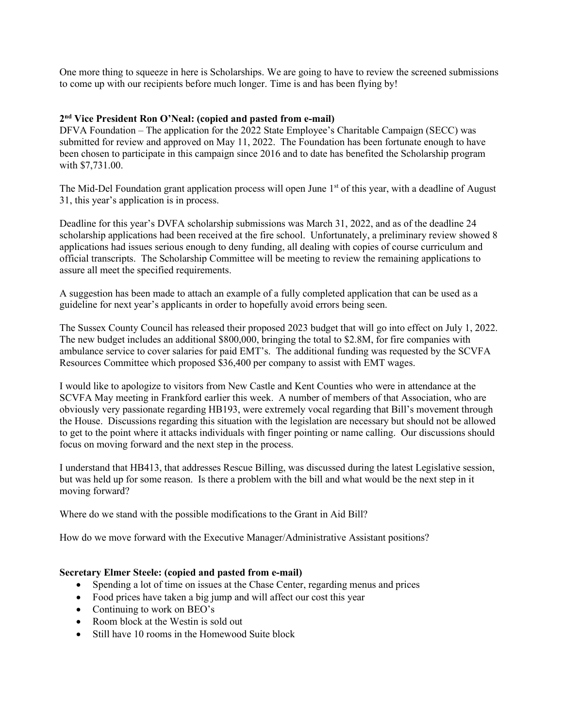One more thing to squeeze in here is Scholarships. We are going to have to review the screened submissions to come up with our recipients before much longer. Time is and has been flying by!

**2nd Vice President Ron O'Neal: (copied and pasted from e-mail)**

DFVA Foundation – The application for the 2022 State Employee's Charitable Campaign (SECC) was submitted for review and approved on May 11, 2022. The Foundation has been fortunate enough to have been chosen to participate in this campaign since 2016 and to date has benefited the Scholarship program with $7,731.00.

The Mid-Del Foundation grant application process will open June 1st of this year, with a deadline of August 31, this year's application is in process.

Deadline for this year's DVFA scholarship submissions was March 31, 2022, and as of the deadline 24 scholarship applications had been received at the fire school. Unfortunately, a preliminary review showed 8 applications had issues serious enough to deny funding, all dealing with copies of course curriculum and official transcripts. The Scholarship Committee will be meeting to review the remaining applications to assure all meet the specified requirements.

A suggestion has been made to attach an example of a fully completed application that can be used as a guideline for next year's applicants in order to hopefully avoid errors being seen.

The Sussex County Council has released their proposed 2023 budget that will go into effect on July 1, 2022. The new budget includes an additional $800,000, bringing the total to $2.8M, for fire companies with ambulance service to cover salaries for paid EMT's. The additional funding was requested by the SCVFA Resources Committee which proposed $36,400 per company to assist with EMT wages.

I would like to apologize to visitors from New Castle and Kent Counties who were in attendance at the SCVFA May meeting in Frankford earlier this week. A number of members of that Association, who are obviously very passionate regarding HB193, were extremely vocal regarding that Bill's movement through the House. Discussions regarding this situation with the legislation are necessary but should not be allowed to get to the point where it attacks individuals with finger pointing or name calling. Our discussions should focus on moving forward and the next step in the process.

I understand that HB413, that addresses Rescue Billing, was discussed during the latest Legislative session, but was held up for some reason. Is there a problem with the bill and what would be the next step in it moving forward?

Where do we stand with the possible modifications to the Grant in Aid Bill?

How do we move forward with the Executive Manager/Administrative Assistant positions?

**Secretary Elmer Steele: (copied and pasted from e-mail)**

- Spending a lot of time on issues at the Chase Center, regarding menus and prices
- Food prices have taken a big jump and will affect our cost this year
- Continuing to work on BEO's
- Room block at the Westin is sold out
- Still have 10 rooms in the Homewood Suite block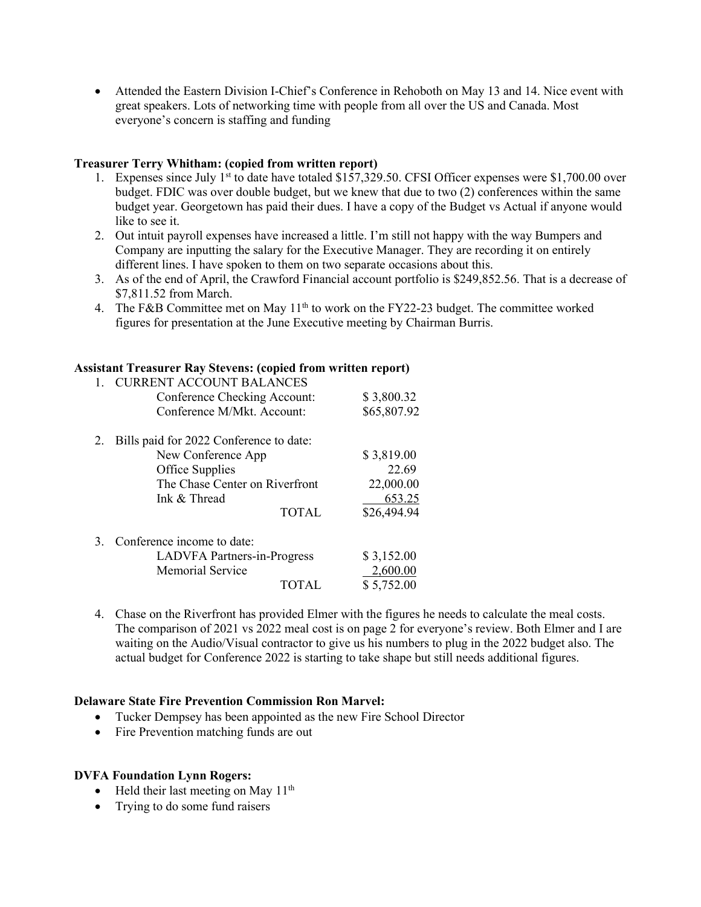- Attended the Eastern Division I-Chief's Conference in Rehoboth on May 13 and 14. Nice event with great speakers. Lots of networking time with people from all over the US and Canada. Most everyone's concern is staffing and funding

**Treasurer Terry Whitham: (copied from written report)**

1. Expenses since July 1st to date have totaled $157,329.50. CFSI Officer expenses were $1,700.00 over budget. FDIC was over double budget, but we knew that due to two (2) conferences within the same budget year. Georgetown has paid their dues. I have a copy of the Budget vs Actual if anyone would like to see it.
2. Out intuit payroll expenses have increased a little. I'm still not happy with the way Bumpers and Company are inputting the salary for the Executive Manager. They are recording it on entirely different lines. I have spoken to them on two separate occasions about this.
3. As of the end of April, the Crawford Financial account portfolio is $249,852.56. That is a decrease of $7,811.52 from March.
4. The F&B Committee met on May 11th to work on the FY22-23 budget. The committee worked figures for presentation at the June Executive meeting by Chairman Burris.

**Assistant Treasurer Ray Stevens: (copied from written report)**

1. CURRENT ACCOUNT BALANCES

| | |
|---|---|
| Conference Checking Account: | $ 3,800.32 |
| Conference M/Mkt. Account: | $65,807.92 |

2. Bills paid for 2022 Conference to date:

| | |
|---|---|
| New Conference App | $ 3,819.00 |
| Office Supplies | 22.69 |
| The Chase Center on Riverfront | 22,000.00 |
| Ink & Thread | 653.25 |
| TOTAL | $26,494.94 |

3. Conference income to date:

| | |
|---|---|
| LADVFA Partners-in-Progress | $ 3,152.00 |
| Memorial Service | 2,600.00 |
| TOTAL | $ 5,752.00 |

4. Chase on the Riverfront has provided Elmer with the figures he needs to calculate the meal costs. The comparison of 2021 vs 2022 meal cost is on page 2 for everyone's review. Both Elmer and I are waiting on the Audio/Visual contractor to give us his numbers to plug in the 2022 budget also. The actual budget for Conference 2022 is starting to take shape but still needs additional figures.

**Delaware State Fire Prevention Commission Ron Marvel:**

- Tucker Dempsey has been appointed as the new Fire School Director
- Fire Prevention matching funds are out

**DVFA Foundation Lynn Rogers:**

- Held their last meeting on May 11th
- Trying to do some fund raisers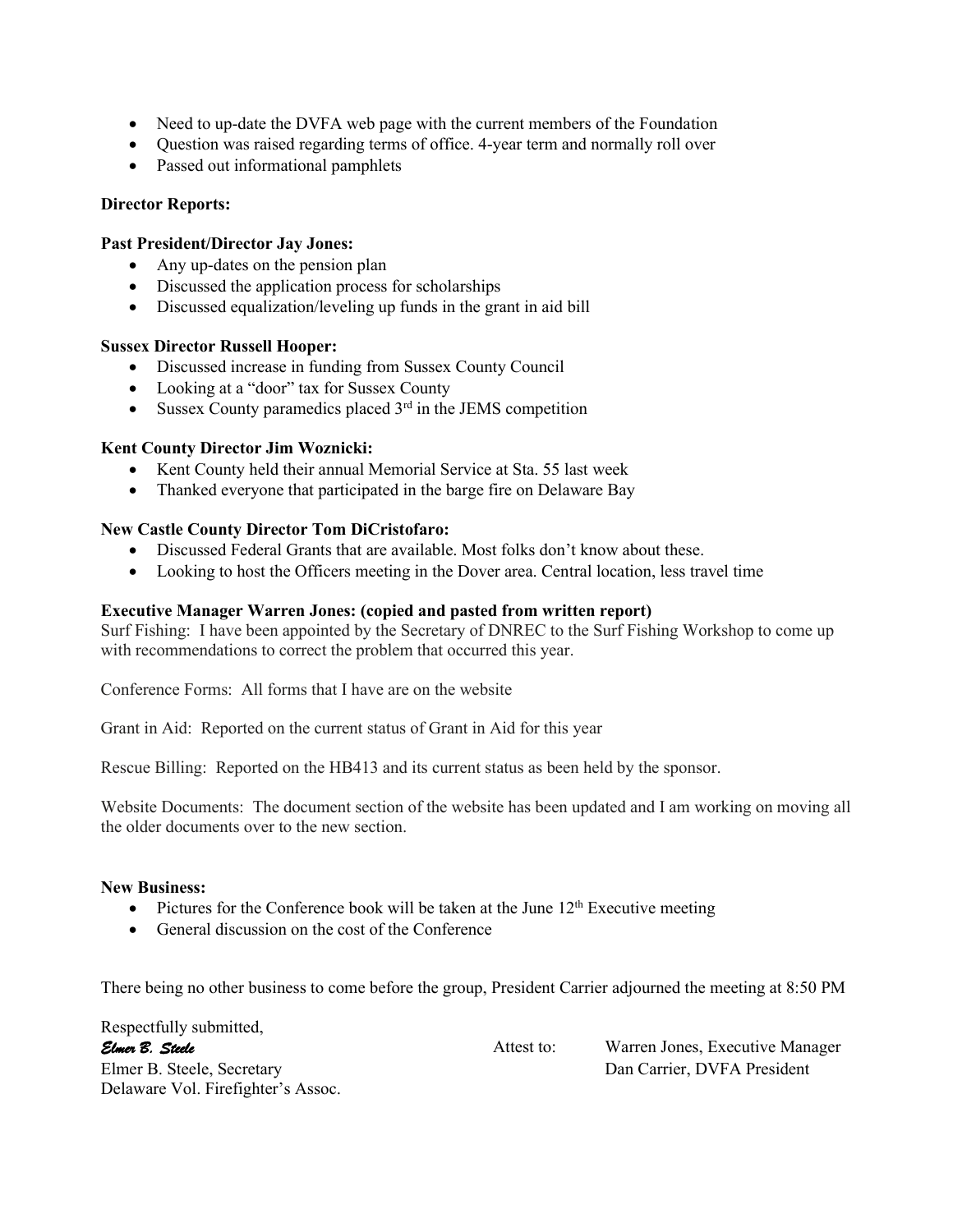- Need to up-date the DVFA web page with the current members of the Foundation
- Question was raised regarding terms of office. 4-year term and normally roll over
- Passed out informational pamphlets

**Director Reports:**

**Past President/Director Jay Jones:**

- Any up-dates on the pension plan
- Discussed the application process for scholarships
- Discussed equalization/leveling up funds in the grant in aid bill

**Sussex Director Russell Hooper:**

- Discussed increase in funding from Sussex County Council
- Looking at a "door" tax for Sussex County
- Sussex County paramedics placed 3rd in the JEMS competition

**Kent County Director Jim Woznicki:**

- Kent County held their annual Memorial Service at Sta. 55 last week
- Thanked everyone that participated in the barge fire on Delaware Bay

**New Castle County Director Tom DiCristofaro:**

- Discussed Federal Grants that are available. Most folks don't know about these.
- Looking to host the Officers meeting in the Dover area. Central location, less travel time

**Executive Manager Warren Jones: (copied and pasted from written report)**

Surf Fishing: I have been appointed by the Secretary of DNREC to the Surf Fishing Workshop to come up with recommendations to correct the problem that occurred this year.

Conference Forms: All forms that I have are on the website

Grant in Aid: Reported on the current status of Grant in Aid for this year

Rescue Billing: Reported on the HB413 and its current status as been held by the sponsor.

Website Documents: The document section of the website has been updated and I am working on moving all the older documents over to the new section.

**New Business:**

- Pictures for the Conference book will be taken at the June 12th Executive meeting
- General discussion on the cost of the Conference

There being no other business to come before the group, President Carrier adjourned the meeting at 8:50 PM

Respectfully submitted,

*Elmer B. Steele*

Elmer B. Steele, Secretary

Delaware Vol. Firefighter's Assoc.

Attest to: Warren Jones, Executive Manager

Dan Carrier, DVFA President